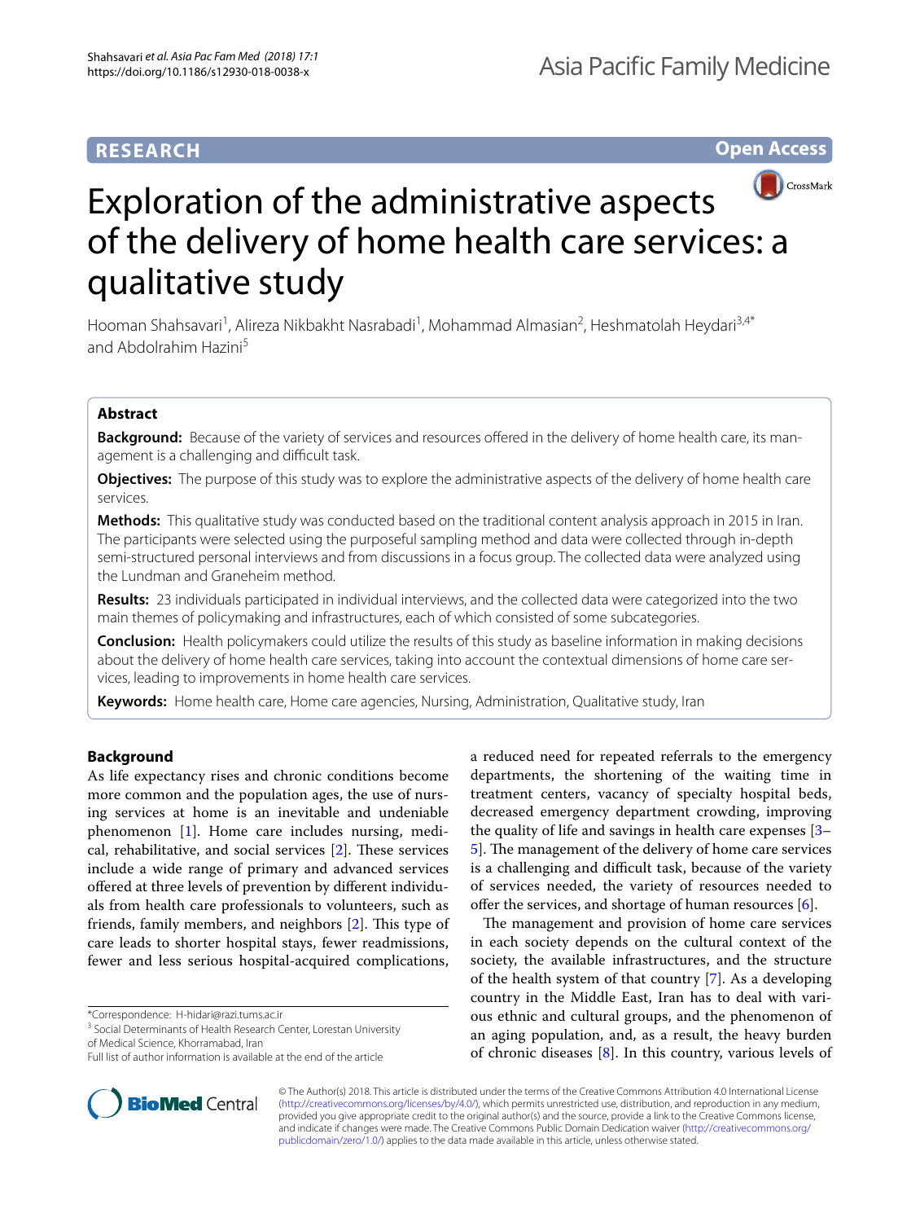**RESEARCH** **Open Access**

# Exploration of the administrative aspects of the delivery of home health care services: a qualitative study

Hooman Shahsavari[1], Alireza Nikbakht Nasrabadi[1], Mohammad Almasian[2], Heshmatolah Heydari[3,4*] and Abdolrahim Hazini[5]

## Abstract

**Background:** Because of the variety of services and resources offered in the delivery of home health care, its management is a challenging and difficult task.

**Objectives:** The purpose of this study was to explore the administrative aspects of the delivery of home health care services.

**Methods:** This qualitative study was conducted based on the traditional content analysis approach in 2015 in Iran. The participants were selected using the purposeful sampling method and data were collected through in-depth semi-structured personal interviews and from discussions in a focus group. The collected data were analyzed using the Lundman and Graneheim method.

**Results:** 23 individuals participated in individual interviews, and the collected data were categorized into the two main themes of policymaking and infrastructures, each of which consisted of some subcategories.

**Conclusion:** Health policymakers could utilize the results of this study as baseline information in making decisions about the delivery of home health care services, taking into account the contextual dimensions of home care services, leading to improvements in home health care services.

**Keywords:** Home health care, Home care agencies, Nursing, Administration, Qualitative study, Iran

## Background

As life expectancy rises and chronic conditions become more common and the population ages, the use of nursing services at home is an inevitable and undeniable phenomenon [1]. Home care includes nursing, medical, rehabilitative, and social services [2]. These services include a wide range of primary and advanced services offered at three levels of prevention by different individuals from health care professionals to volunteers, such as friends, family members, and neighbors [2]. This type of care leads to shorter hospital stays, fewer readmissions, fewer and less serious hospital-acquired complications, a reduced need for repeated referrals to the emergency departments, the shortening of the waiting time in treatment centers, vacancy of specialty hospital beds, decreased emergency department crowding, improving the quality of life and savings in health care expenses [3–5]. The management of the delivery of home care services is a challenging and difficult task, because of the variety of services needed, the variety of resources needed to offer the services, and shortage of human resources [6].

The management and provision of home care services in each society depends on the cultural context of the society, the available infrastructures, and the structure of the health system of that country [7]. As a developing country in the Middle East, Iran has to deal with various ethnic and cultural groups, and the phenomenon of an aging population, and, as a result, the heavy burden of chronic diseases [8]. In this country, various levels of

*Correspondence: H-hidari@razi.tums.ac.ir
[3] Social Determinants of Health Research Center, Lorestan University of Medical Science, Khorramabad, Iran
Full list of author information is available at the end of the article

© The Author(s) 2018. This article is distributed under the terms of the Creative Commons Attribution 4.0 International License (http://creativecommons.org/licenses/by/4.0/), which permits unrestricted use, distribution, and reproduction in any medium, provided you give appropriate credit to the original author(s) and the source, provide a link to the Creative Commons license, and indicate if changes were made. The Creative Commons Public Domain Dedication waiver (http://creativecommons.org/publicdomain/zero/1.0/) applies to the data made available in this article, unless otherwise stated.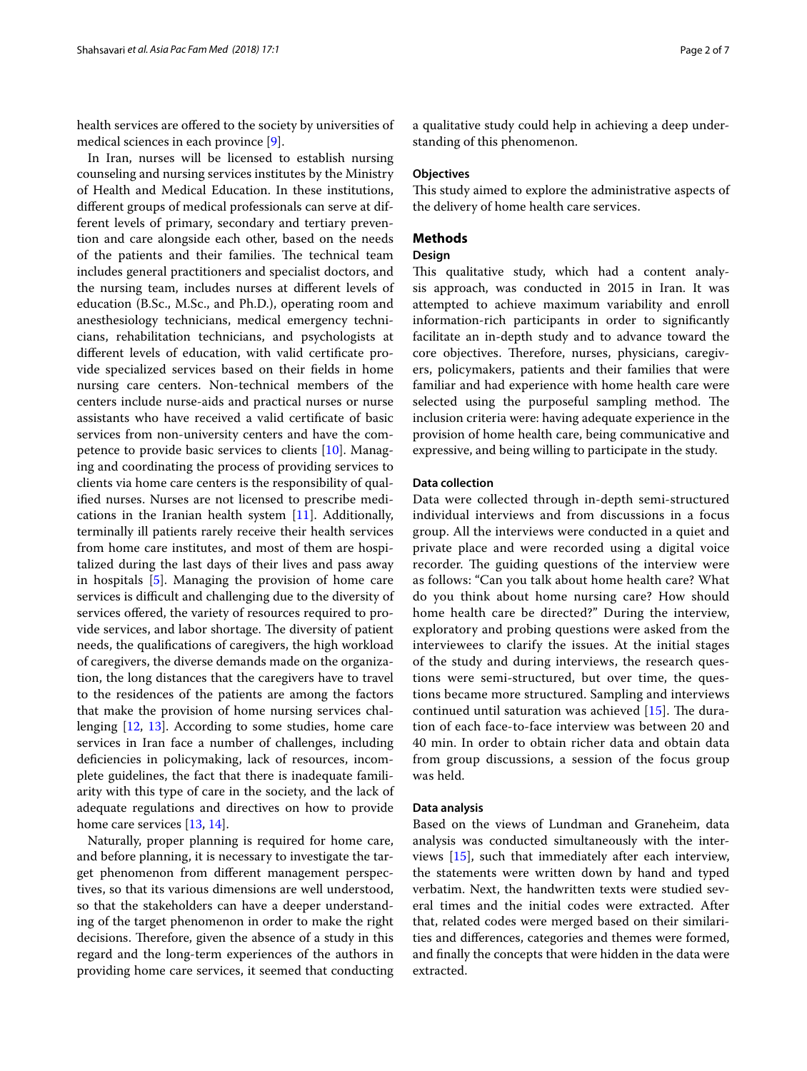health services are offered to the society by universities of medical sciences in each province [9].

In Iran, nurses will be licensed to establish nursing counseling and nursing services institutes by the Ministry of Health and Medical Education. In these institutions, different groups of medical professionals can serve at different levels of primary, secondary and tertiary prevention and care alongside each other, based on the needs of the patients and their families. The technical team includes general practitioners and specialist doctors, and the nursing team, includes nurses at different levels of education (B.Sc., M.Sc., and Ph.D.), operating room and anesthesiology technicians, medical emergency technicians, rehabilitation technicians, and psychologists at different levels of education, with valid certificate provide specialized services based on their fields in home nursing care centers. Non-technical members of the centers include nurse-aids and practical nurses or nurse assistants who have received a valid certificate of basic services from non-university centers and have the competence to provide basic services to clients [10]. Managing and coordinating the process of providing services to clients via home care centers is the responsibility of qualified nurses. Nurses are not licensed to prescribe medications in the Iranian health system [11]. Additionally, terminally ill patients rarely receive their health services from home care institutes, and most of them are hospitalized during the last days of their lives and pass away in hospitals [5]. Managing the provision of home care services is difficult and challenging due to the diversity of services offered, the variety of resources required to provide services, and labor shortage. The diversity of patient needs, the qualifications of caregivers, the high workload of caregivers, the diverse demands made on the organization, the long distances that the caregivers have to travel to the residences of the patients are among the factors that make the provision of home nursing services challenging [12, 13]. According to some studies, home care services in Iran face a number of challenges, including deficiencies in policymaking, lack of resources, incomplete guidelines, the fact that there is inadequate familiarity with this type of care in the society, and the lack of adequate regulations and directives on how to provide home care services [13, 14].

Naturally, proper planning is required for home care, and before planning, it is necessary to investigate the target phenomenon from different management perspectives, so that its various dimensions are well understood, so that the stakeholders can have a deeper understanding of the target phenomenon in order to make the right decisions. Therefore, given the absence of a study in this regard and the long-term experiences of the authors in providing home care services, it seemed that conducting a qualitative study could help in achieving a deep understanding of this phenomenon.

### Objectives

This study aimed to explore the administrative aspects of the delivery of home health care services.

## Methods

### Design

This qualitative study, which had a content analysis approach, was conducted in 2015 in Iran. It was attempted to achieve maximum variability and enroll information-rich participants in order to significantly facilitate an in-depth study and to advance toward the core objectives. Therefore, nurses, physicians, caregivers, policymakers, patients and their families that were familiar and had experience with home health care were selected using the purposeful sampling method. The inclusion criteria were: having adequate experience in the provision of home health care, being communicative and expressive, and being willing to participate in the study.

### Data collection

Data were collected through in-depth semi-structured individual interviews and from discussions in a focus group. All the interviews were conducted in a quiet and private place and were recorded using a digital voice recorder. The guiding questions of the interview were as follows: "Can you talk about home health care? What do you think about home nursing care? How should home health care be directed?" During the interview, exploratory and probing questions were asked from the interviewees to clarify the issues. At the initial stages of the study and during interviews, the research questions were semi-structured, but over time, the questions became more structured. Sampling and interviews continued until saturation was achieved [15]. The duration of each face-to-face interview was between 20 and 40 min. In order to obtain richer data and obtain data from group discussions, a session of the focus group was held.

### Data analysis

Based on the views of Lundman and Graneheim, data analysis was conducted simultaneously with the interviews [15], such that immediately after each interview, the statements were written down by hand and typed verbatim. Next, the handwritten texts were studied several times and the initial codes were extracted. After that, related codes were merged based on their similarities and differences, categories and themes were formed, and finally the concepts that were hidden in the data were extracted.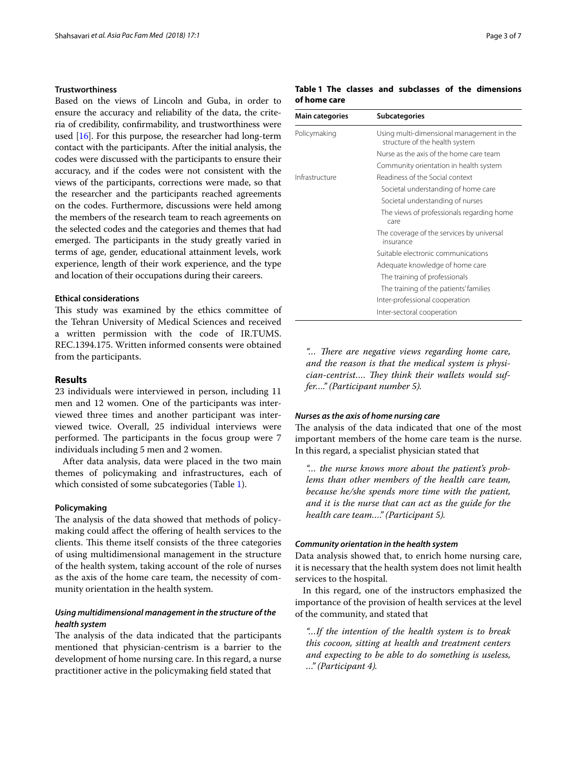### Trustworthiness

Based on the views of Lincoln and Guba, in order to ensure the accuracy and reliability of the data, the criteria of credibility, confirmability, and trustworthiness were used [16]. For this purpose, the researcher had long-term contact with the participants. After the initial analysis, the codes were discussed with the participants to ensure their accuracy, and if the codes were not consistent with the views of the participants, corrections were made, so that the researcher and the participants reached agreements on the codes. Furthermore, discussions were held among the members of the research team to reach agreements on the selected codes and the categories and themes that had emerged. The participants in the study greatly varied in terms of age, gender, educational attainment levels, work experience, length of their work experience, and the type and location of their occupations during their careers.

### Ethical considerations

This study was examined by the ethics committee of the Tehran University of Medical Sciences and received a written permission with the code of IR.TUMS.REC.1394.175. Written informed consents were obtained from the participants.

## Results

23 individuals were interviewed in person, including 11 men and 12 women. One of the participants was interviewed three times and another participant was interviewed twice. Overall, 25 individual interviews were performed. The participants in the focus group were 7 individuals including 5 men and 2 women.

After data analysis, data were placed in the two main themes of policymaking and infrastructures, each of which consisted of some subcategories (Table 1).

**Table 1 The classes and subclasses of the dimensions of home care**

| Main categories | Subcategories |
|---|---|
| Policymaking | Using multi-dimensional management in the structure of the health system |
| | Nurse as the axis of the home care team |
| | Community orientation in health system |
| Infrastructure | Readiness of the Social context |
| | Societal understanding of home care |
| | Societal understanding of nurses |
| | The views of professionals regarding home care |
| | The coverage of the services by universal insurance |
| | Suitable electronic communications |
| | Adequate knowledge of home care |
| | The training of professionals |
| | The training of the patients' families |
| | Inter-professional cooperation |
| | Inter-sectoral cooperation |

### Policymaking

The analysis of the data showed that methods of policymaking could affect the offering of health services to the clients. This theme itself consists of the three categories of using multidimensional management in the structure of the health system, taking account of the role of nurses as the axis of the home care team, the necessity of community orientation in the health system.

#### *Using multidimensional management in the structure of the health system*

The analysis of the data indicated that the participants mentioned that physician-centrism is a barrier to the development of home nursing care. In this regard, a nurse practitioner active in the policymaking field stated that

> *"… There are negative views regarding home care, and the reason is that the medical system is physician-centrist…. They think their wallets would suffer…." (Participant number 5).*

#### *Nurses as the axis of home nursing care*

The analysis of the data indicated that one of the most important members of the home care team is the nurse. In this regard, a specialist physician stated that

> *"… the nurse knows more about the patient's problems than other members of the health care team, because he/she spends more time with the patient, and it is the nurse that can act as the guide for the health care team…." (Participant 5).*

#### *Community orientation in the health system*

Data analysis showed that, to enrich home nursing care, it is necessary that the health system does not limit health services to the hospital.

In this regard, one of the instructors emphasized the importance of the provision of health services at the level of the community, and stated that

> *"…If the intention of the health system is to break this cocoon, sitting at health and treatment centers and expecting to be able to do something is useless, …" (Participant 4).*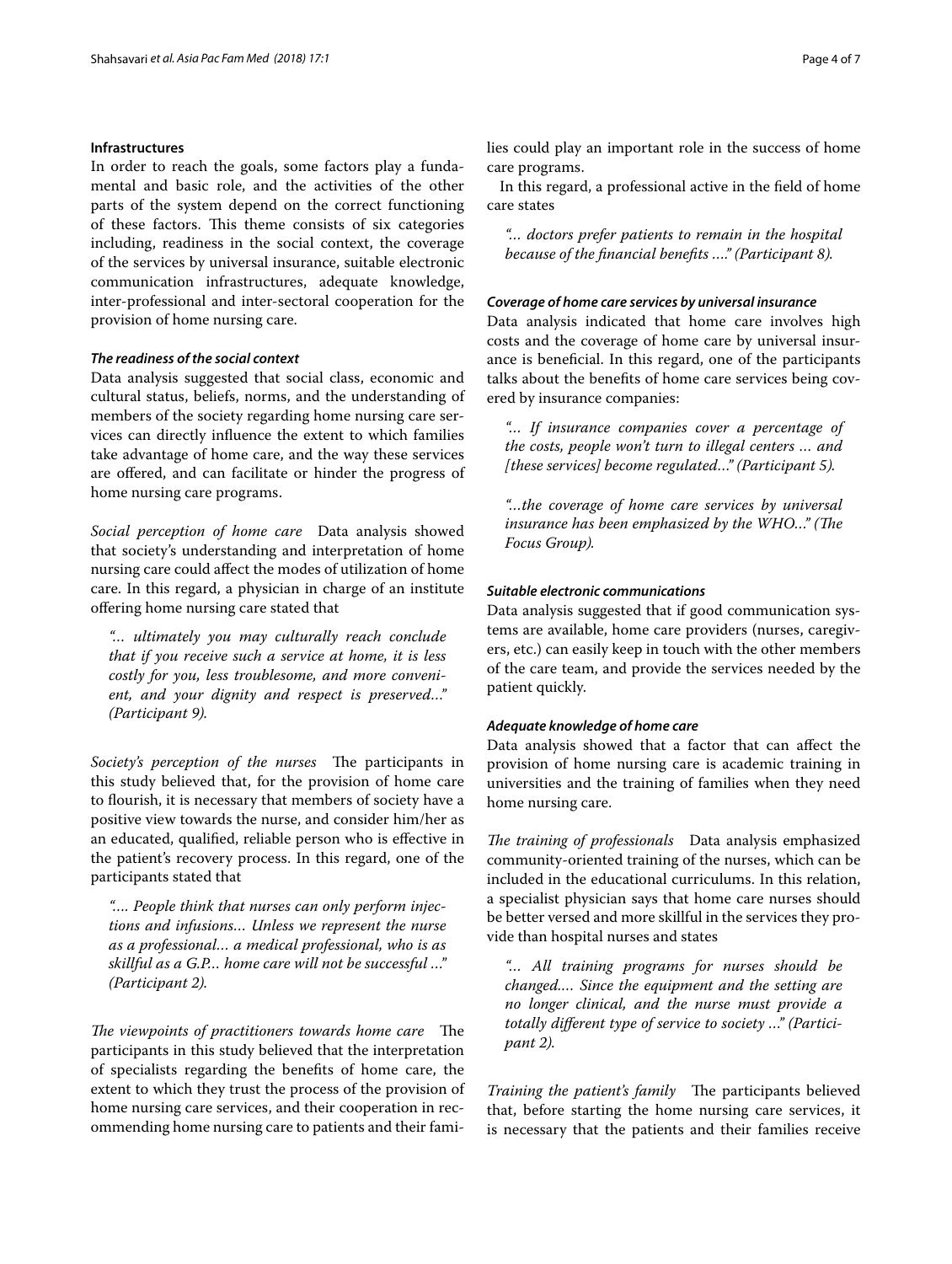### Infrastructures

In order to reach the goals, some factors play a fundamental and basic role, and the activities of the other parts of the system depend on the correct functioning of these factors. This theme consists of six categories including, readiness in the social context, the coverage of the services by universal insurance, suitable electronic communication infrastructures, adequate knowledge, inter-professional and inter-sectoral cooperation for the provision of home nursing care.

#### *The readiness of the social context*

Data analysis suggested that social class, economic and cultural status, beliefs, norms, and the understanding of members of the society regarding home nursing care services can directly influence the extent to which families take advantage of home care, and the way these services are offered, and can facilitate or hinder the progress of home nursing care programs.

*Social perception of home care* Data analysis showed that society's understanding and interpretation of home nursing care could affect the modes of utilization of home care. In this regard, a physician in charge of an institute offering home nursing care stated that

> *"… ultimately you may culturally reach conclude that if you receive such a service at home, it is less costly for you, less troublesome, and more convenient, and your dignity and respect is preserved…" (Participant 9).*

*Society's perception of the nurses* The participants in this study believed that, for the provision of home care to flourish, it is necessary that members of society have a positive view towards the nurse, and consider him/her as an educated, qualified, reliable person who is effective in the patient's recovery process. In this regard, one of the participants stated that

> *"…. People think that nurses can only perform injections and infusions… Unless we represent the nurse as a professional… a medical professional, who is as skillful as a G.P… home care will not be successful …" (Participant 2).*

*The viewpoints of practitioners towards home care* The participants in this study believed that the interpretation of specialists regarding the benefits of home care, the extent to which they trust the process of the provision of home nursing care services, and their cooperation in recommending home nursing care to patients and their families could play an important role in the success of home care programs.

In this regard, a professional active in the field of home care states

> *"… doctors prefer patients to remain in the hospital because of the financial benefits …." (Participant 8).*

#### *Coverage of home care services by universal insurance*

Data analysis indicated that home care involves high costs and the coverage of home care by universal insurance is beneficial. In this regard, one of the participants talks about the benefits of home care services being covered by insurance companies:

> *"… If insurance companies cover a percentage of the costs, people won't turn to illegal centers … and [these services] become regulated…" (Participant 5).*

> *"…the coverage of home care services by universal insurance has been emphasized by the WHO…" (The Focus Group).*

#### *Suitable electronic communications*

Data analysis suggested that if good communication systems are available, home care providers (nurses, caregivers, etc.) can easily keep in touch with the other members of the care team, and provide the services needed by the patient quickly.

#### *Adequate knowledge of home care*

Data analysis showed that a factor that can affect the provision of home nursing care is academic training in universities and the training of families when they need home nursing care.

*The training of professionals* Data analysis emphasized community-oriented training of the nurses, which can be included in the educational curriculums. In this relation, a specialist physician says that home care nurses should be better versed and more skillful in the services they provide than hospital nurses and states

> *"… All training programs for nurses should be changed…. Since the equipment and the setting are no longer clinical, and the nurse must provide a totally different type of service to society …" (Participant 2).*

*Training the patient's family* The participants believed that, before starting the home nursing care services, it is necessary that the patients and their families receive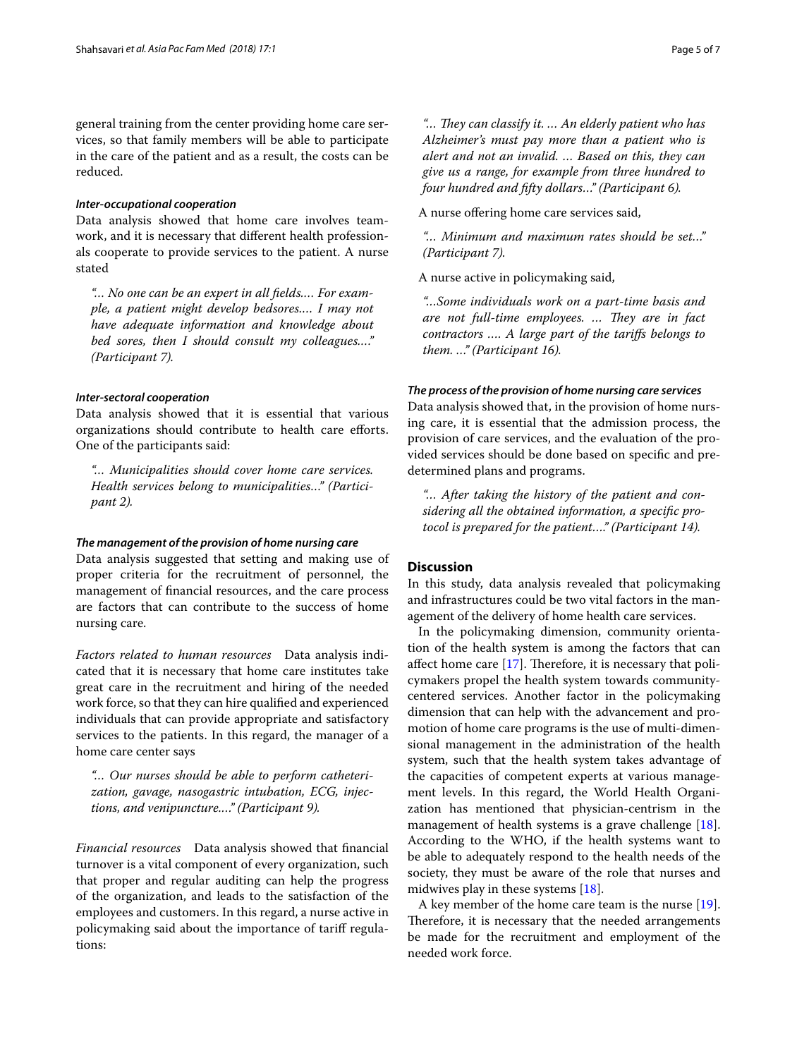general training from the center providing home care services, so that family members will be able to participate in the care of the patient and as a result, the costs can be reduced.

#### *Inter-occupational cooperation*

Data analysis showed that home care involves teamwork, and it is necessary that different health professionals cooperate to provide services to the patient. A nurse stated

> *"... No one can be an expert in all fields.... For example, a patient might develop bedsores.... I may not have adequate information and knowledge about bed sores, then I should consult my colleagues...." (Participant 7).*

#### *Inter-sectoral cooperation*

Data analysis showed that it is essential that various organizations should contribute to health care efforts. One of the participants said:

> *"... Municipalities should cover home care services. Health services belong to municipalities..." (Participant 2).*

#### *The management of the provision of home nursing care*

Data analysis suggested that setting and making use of proper criteria for the recruitment of personnel, the management of financial resources, and the care process are factors that can contribute to the success of home nursing care.

*Factors related to human resources* Data analysis indicated that it is necessary that home care institutes take great care in the recruitment and hiring of the needed work force, so that they can hire qualified and experienced individuals that can provide appropriate and satisfactory services to the patients. In this regard, the manager of a home care center says

> *"... Our nurses should be able to perform catheterization, gavage, nasogastric intubation, ECG, injections, and venipuncture...." (Participant 9).*

*Financial resources* Data analysis showed that financial turnover is a vital component of every organization, such that proper and regular auditing can help the progress of the organization, and leads to the satisfaction of the employees and customers. In this regard, a nurse active in policymaking said about the importance of tariff regulations:

> *"... They can classify it. ... An elderly patient who has Alzheimer's must pay more than a patient who is alert and not an invalid. ... Based on this, they can give us a range, for example from three hundred to four hundred and fifty dollars..." (Participant 6).*

A nurse offering home care services said,

> *"... Minimum and maximum rates should be set..." (Participant 7).*

A nurse active in policymaking said,

> *"...Some individuals work on a part-time basis and are not full-time employees. ... They are in fact contractors .... A large part of the tariffs belongs to them. ..." (Participant 16).*

#### *The process of the provision of home nursing care services*

Data analysis showed that, in the provision of home nursing care, it is essential that the admission process, the provision of care services, and the evaluation of the provided services should be done based on specific and predetermined plans and programs.

> *"... After taking the history of the patient and considering all the obtained information, a specific protocol is prepared for the patient...." (Participant 14).*

## Discussion

In this study, data analysis revealed that policymaking and infrastructures could be two vital factors in the management of the delivery of home health care services.

In the policymaking dimension, community orientation of the health system is among the factors that can affect home care [17]. Therefore, it is necessary that policymakers propel the health system towards community-centered services. Another factor in the policymaking dimension that can help with the advancement and promotion of home care programs is the use of multi-dimensional management in the administration of the health system, such that the health system takes advantage of the capacities of competent experts at various management levels. In this regard, the World Health Organization has mentioned that physician-centrism in the management of health systems is a grave challenge [18]. According to the WHO, if the health systems want to be able to adequately respond to the health needs of the society, they must be aware of the role that nurses and midwives play in these systems [18].

A key member of the home care team is the nurse [19]. Therefore, it is necessary that the needed arrangements be made for the recruitment and employment of the needed work force.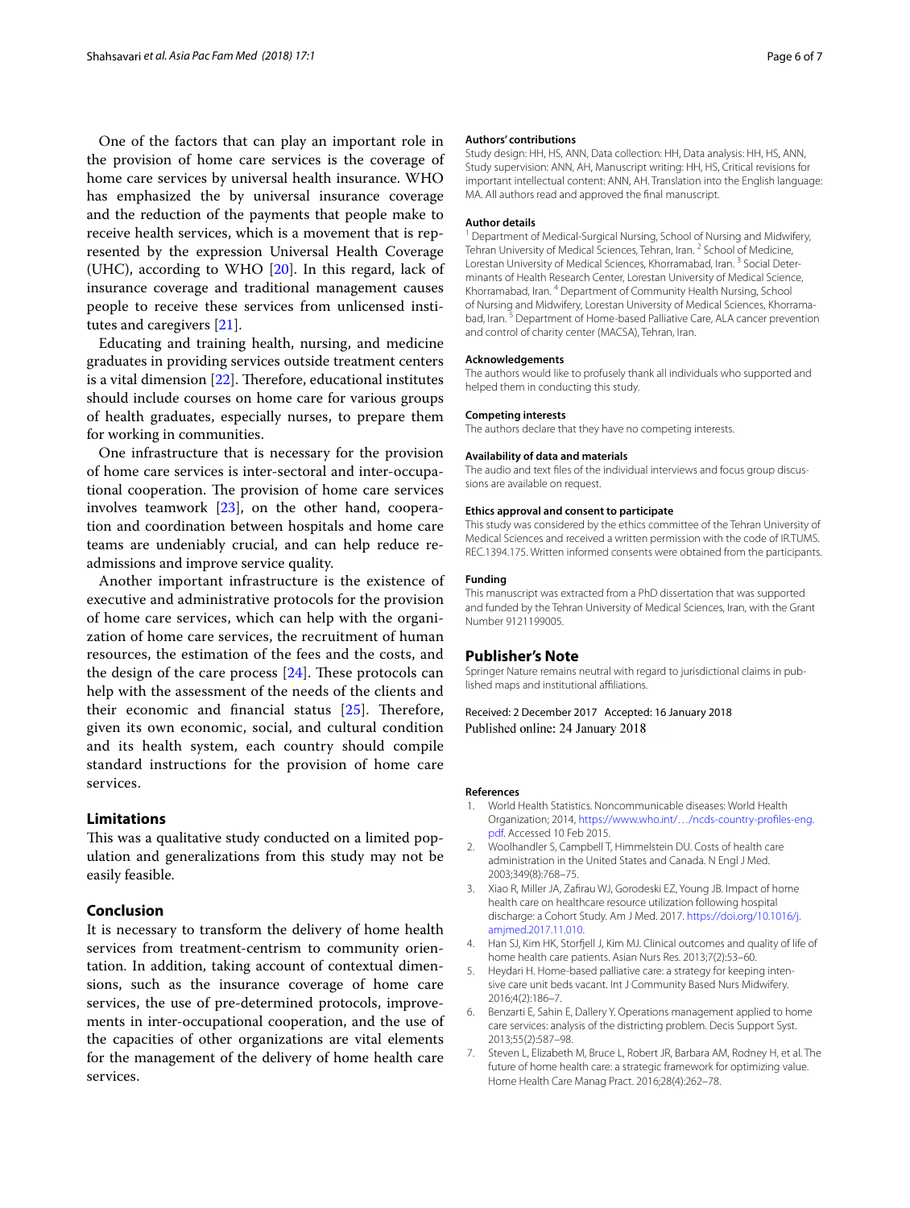One of the factors that can play an important role in the provision of home care services is the coverage of home care services by universal health insurance. WHO has emphasized the by universal insurance coverage and the reduction of the payments that people make to receive health services, which is a movement that is represented by the expression Universal Health Coverage (UHC), according to WHO [20]. In this regard, lack of insurance coverage and traditional management causes people to receive these services from unlicensed institutes and caregivers [21].

Educating and training health, nursing, and medicine graduates in providing services outside treatment centers is a vital dimension [22]. Therefore, educational institutes should include courses on home care for various groups of health graduates, especially nurses, to prepare them for working in communities.

One infrastructure that is necessary for the provision of home care services is inter-sectoral and inter-occupational cooperation. The provision of home care services involves teamwork [23], on the other hand, cooperation and coordination between hospitals and home care teams are undeniably crucial, and can help reduce re-admissions and improve service quality.

Another important infrastructure is the existence of executive and administrative protocols for the provision of home care services, which can help with the organization of home care services, the recruitment of human resources, the estimation of the fees and the costs, and the design of the care process [24]. These protocols can help with the assessment of the needs of the clients and their economic and financial status [25]. Therefore, given its own economic, social, and cultural condition and its health system, each country should compile standard instructions for the provision of home care services.

## Limitations

This was a qualitative study conducted on a limited population and generalizations from this study may not be easily feasible.

## Conclusion

It is necessary to transform the delivery of home health services from treatment-centrism to community orientation. In addition, taking account of contextual dimensions, such as the insurance coverage of home care services, the use of pre-determined protocols, improvements in inter-occupational cooperation, and the use of the capacities of other organizations are vital elements for the management of the delivery of home health care services.

**Authors' contributions**

Study design: HH, HS, ANN, Data collection: HH, Data analysis: HH, HS, ANN, Study supervision: ANN, AH, Manuscript writing: HH, HS, Critical revisions for important intellectual content: ANN, AH. Translation into the English language: MA. All authors read and approved the final manuscript.

**Author details**

[1] Department of Medical-Surgical Nursing, School of Nursing and Midwifery, Tehran University of Medical Sciences, Tehran, Iran. [2] School of Medicine, Lorestan University of Medical Sciences, Khorramabad, Iran. [3] Social Determinants of Health Research Center, Lorestan University of Medical Science, Khorramabad, Iran. [4] Department of Community Health Nursing, School of Nursing and Midwifery, Lorestan University of Medical Sciences, Khorramabad, Iran. [5] Department of Home-based Palliative Care, ALA cancer prevention and control of charity center (MACSA), Tehran, Iran.

**Acknowledgements**

The authors would like to profusely thank all individuals who supported and helped them in conducting this study.

**Competing interests**

The authors declare that they have no competing interests.

**Availability of data and materials**

The audio and text files of the individual interviews and focus group discussions are available on request.

**Ethics approval and consent to participate**

This study was considered by the ethics committee of the Tehran University of Medical Sciences and received a written permission with the code of IR.TUMS.REC.1394.175. Written informed consents were obtained from the participants.

**Funding**

This manuscript was extracted from a PhD dissertation that was supported and funded by the Tehran University of Medical Sciences, Iran, with the Grant Number 9121199005.

## Publisher's Note

Springer Nature remains neutral with regard to jurisdictional claims in published maps and institutional affiliations.

Received: 2 December 2017 Accepted: 16 January 2018
Published online: 24 January 2018

**References**

1. World Health Statistics. Noncommunicable diseases: World Health Organization; 2014, https://www.who.int/…/ncds-country-profiles-eng.pdf. Accessed 10 Feb 2015.
2. Woolhandler S, Campbell T, Himmelstein DU. Costs of health care administration in the United States and Canada. N Engl J Med. 2003;349(8):768–75.
3. Xiao R, Miller JA, Zafirau WJ, Gorodeski EZ, Young JB. Impact of home health care on healthcare resource utilization following hospital discharge: a Cohort Study. Am J Med. 2017. https://doi.org/10.1016/j.amjmed.2017.11.010.
4. Han SJ, Kim HK, Storfjell J, Kim MJ. Clinical outcomes and quality of life of home health care patients. Asian Nurs Res. 2013;7(2):53–60.
5. Heydari H. Home-based palliative care: a strategy for keeping intensive care unit beds vacant. Int J Community Based Nurs Midwifery. 2016;4(2):186–7.
6. Benzarti E, Sahin E, Dallery Y. Operations management applied to home care services: analysis of the districting problem. Decis Support Syst. 2013;55(2):587–98.
7. Steven L, Elizabeth M, Bruce L, Robert JR, Barbara AM, Rodney H, et al. The future of home health care: a strategic framework for optimizing value. Home Health Care Manag Pract. 2016;28(4):262–78.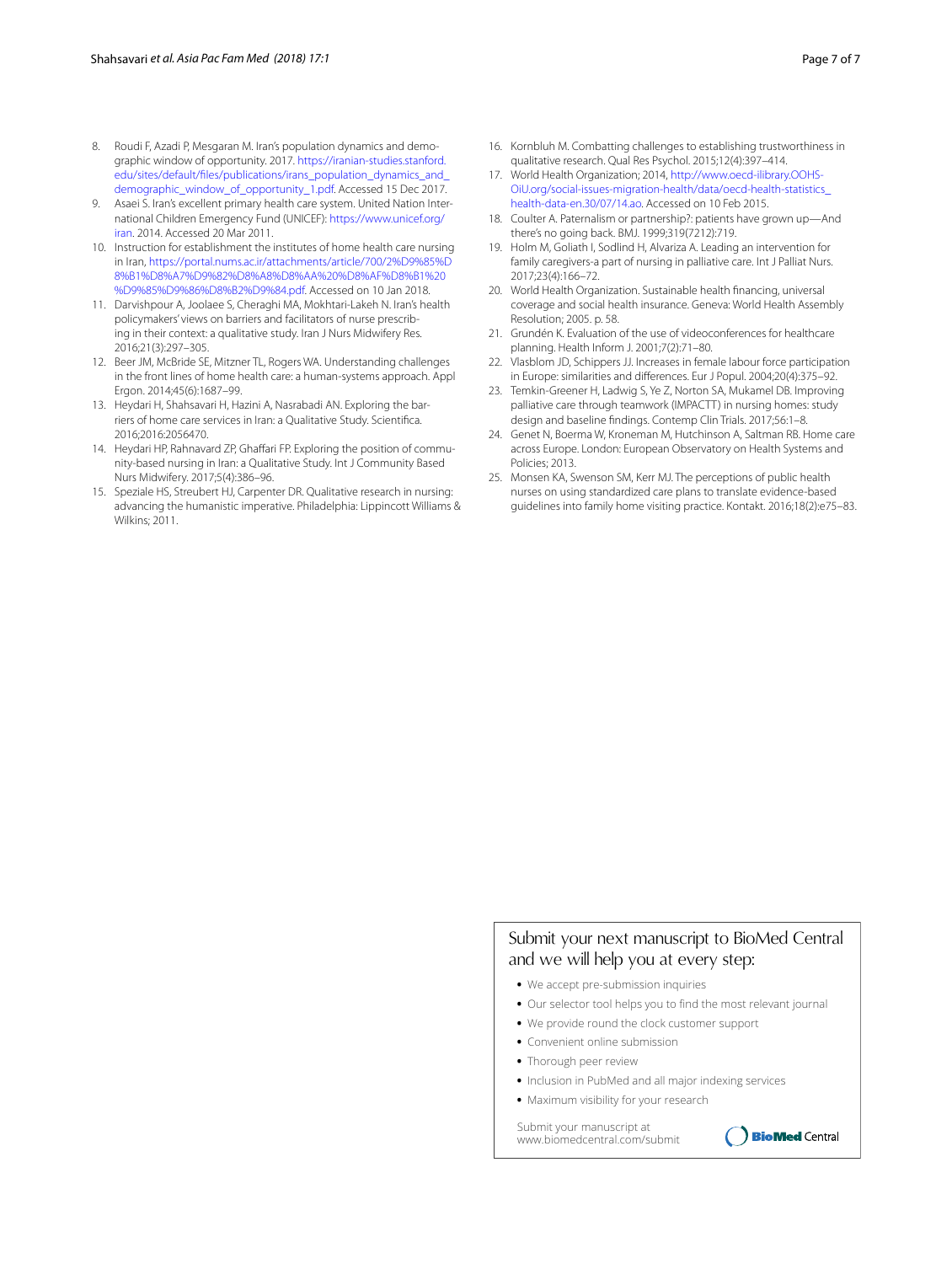8. Roudi F, Azadi P, Mesgaran M. Iran's population dynamics and demographic window of opportunity. 2017. https://iranian-studies.stanford.edu/sites/default/files/publications/irans_population_dynamics_and_demographic_window_of_opportunity_1.pdf. Accessed 15 Dec 2017.
9. Asaei S. Iran's excellent primary health care system. United Nation International Children Emergency Fund (UNICEF): https://www.unicef.org/iran. 2014. Accessed 20 Mar 2011.
10. Instruction for establishment the institutes of home health care nursing in Iran, https://portal.nums.ac.ir/attachments/article/700/2%D9%85%D8%B1%D8%A7%D9%82%D8%A8%D8%AA%20%D8%AF%D8%B1%20%D9%85%D9%86%D8%B2%D9%84.pdf. Accessed on 10 Jan 2018.
11. Darvishpour A, Joolaee S, Cheraghi MA, Mokhtari-Lakeh N. Iran's health policymakers' views on barriers and facilitators of nurse prescribing in their context: a qualitative study. Iran J Nurs Midwifery Res. 2016;21(3):297–305.
12. Beer JM, McBride SE, Mitzner TL, Rogers WA. Understanding challenges in the front lines of home health care: a human-systems approach. Appl Ergon. 2014;45(6):1687–99.
13. Heydari H, Shahsavari H, Hazini A, Nasrabadi AN. Exploring the barriers of home care services in Iran: a Qualitative Study. Scientifica. 2016;2016:2056470.
14. Heydari HP, Rahnavard ZP, Ghaffari FP. Exploring the position of community-based nursing in Iran: a Qualitative Study. Int J Community Based Nurs Midwifery. 2017;5(4):386–96.
15. Speziale HS, Streubert HJ, Carpenter DR. Qualitative research in nursing: advancing the humanistic imperative. Philadelphia: Lippincott Williams & Wilkins; 2011.
16. Kornbluh M. Combatting challenges to establishing trustworthiness in qualitative research. Qual Res Psychol. 2015;12(4):397–414.
17. World Health Organization; 2014, http://www.oecd-ilibrary.OOHS-OiU.org/social-issues-migration-health/data/oecd-health-statistics_health-data-en.30/07/14.ao. Accessed on 10 Feb 2015.
18. Coulter A. Paternalism or partnership?: patients have grown up—And there's no going back. BMJ. 1999;319(7212):719.
19. Holm M, Goliath I, Sodlind H, Alvariza A. Leading an intervention for family caregivers-a part of nursing in palliative care. Int J Palliat Nurs. 2017;23(4):166–72.
20. World Health Organization. Sustainable health financing, universal coverage and social health insurance. Geneva: World Health Assembly Resolution; 2005. p. 58.
21. Grundén K. Evaluation of the use of videoconferences for healthcare planning. Health Inform J. 2001;7(2):71–80.
22. Vlasblom JD, Schippers JJ. Increases in female labour force participation in Europe: similarities and differences. Eur J Popul. 2004;20(4):375–92.
23. Temkin-Greener H, Ladwig S, Ye Z, Norton SA, Mukamel DB. Improving palliative care through teamwork (IMPACTT) in nursing homes: study design and baseline findings. Contemp Clin Trials. 2017;56:1–8.
24. Genet N, Boerma W, Kroneman M, Hutchinson A, Saltman RB. Home care across Europe. London: European Observatory on Health Systems and Policies; 2013.
25. Monsen KA, Swenson SM, Kerr MJ. The perceptions of public health nurses on using standardized care plans to translate evidence-based guidelines into family home visiting practice. Kontakt. 2016;18(2):e75–83.

Submit your next manuscript to BioMed Central and we will help you at every step:

- We accept pre-submission inquiries
- Our selector tool helps you to find the most relevant journal
- We provide round the clock customer support
- Convenient online submission
- Thorough peer review
- Inclusion in PubMed and all major indexing services
- Maximum visibility for your research

Submit your manuscript at www.biomedcentral.com/submit

BioMed Central